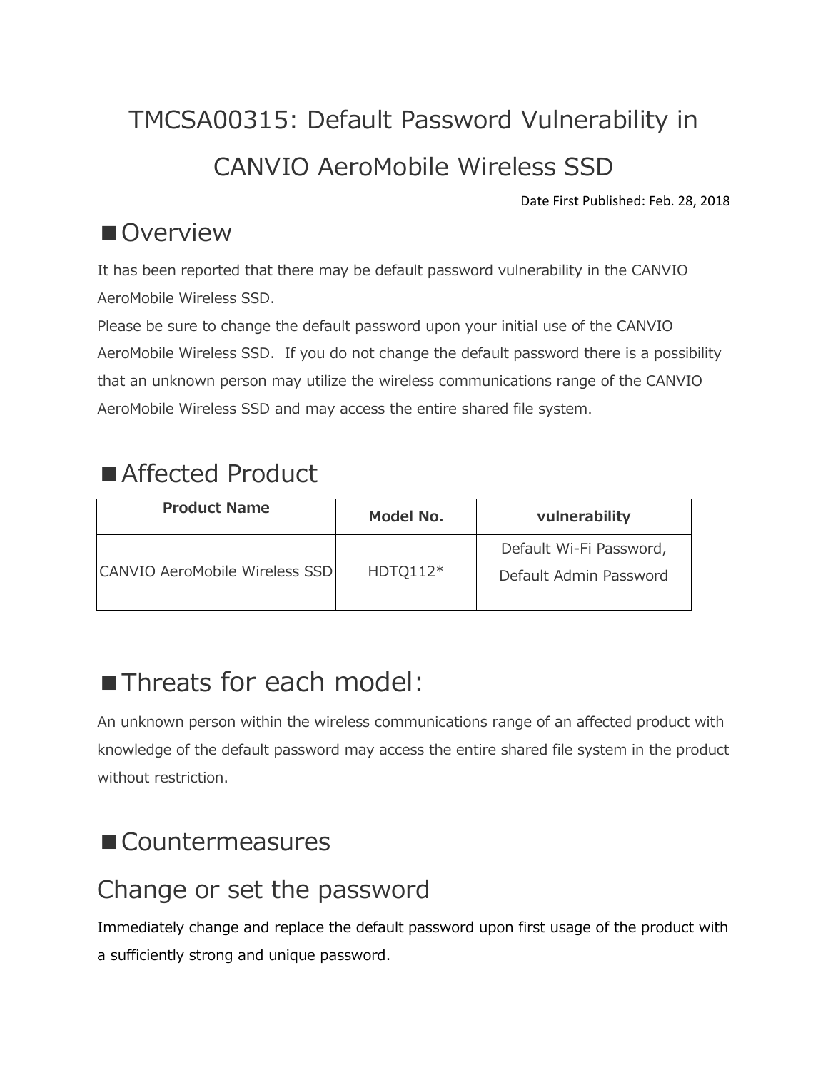# TMCSA00315: Default Password Vulnerability in CANVIO AeroMobile Wireless SSD

Date First Published: Feb. 28, 2018

## ■Overview

It has been reported that there may be default password vulnerability in the CANVIO AeroMobile Wireless SSD.
Please be sure to change the default password upon your initial use of the CANVIO AeroMobile Wireless SSD. If you do not change the default password there is a possibility that an unknown person may utilize the wireless communications range of the CANVIO AeroMobile Wireless SSD and may access the entire shared file system.

## ■Affected Product

| Product Name | Model No. | vulnerability |
| --- | --- | --- |
| CANVIO AeroMobile Wireless SSD | HDTQ112* | Default Wi-Fi Password, Default Admin Password |

## ■Threats for each model:

An unknown person within the wireless communications range of an affected product with knowledge of the default password may access the entire shared file system in the product without restriction.

## ■Countermeasures

### Change or set the password

Immediately change and replace the default password upon first usage of the product with a sufficiently strong and unique password.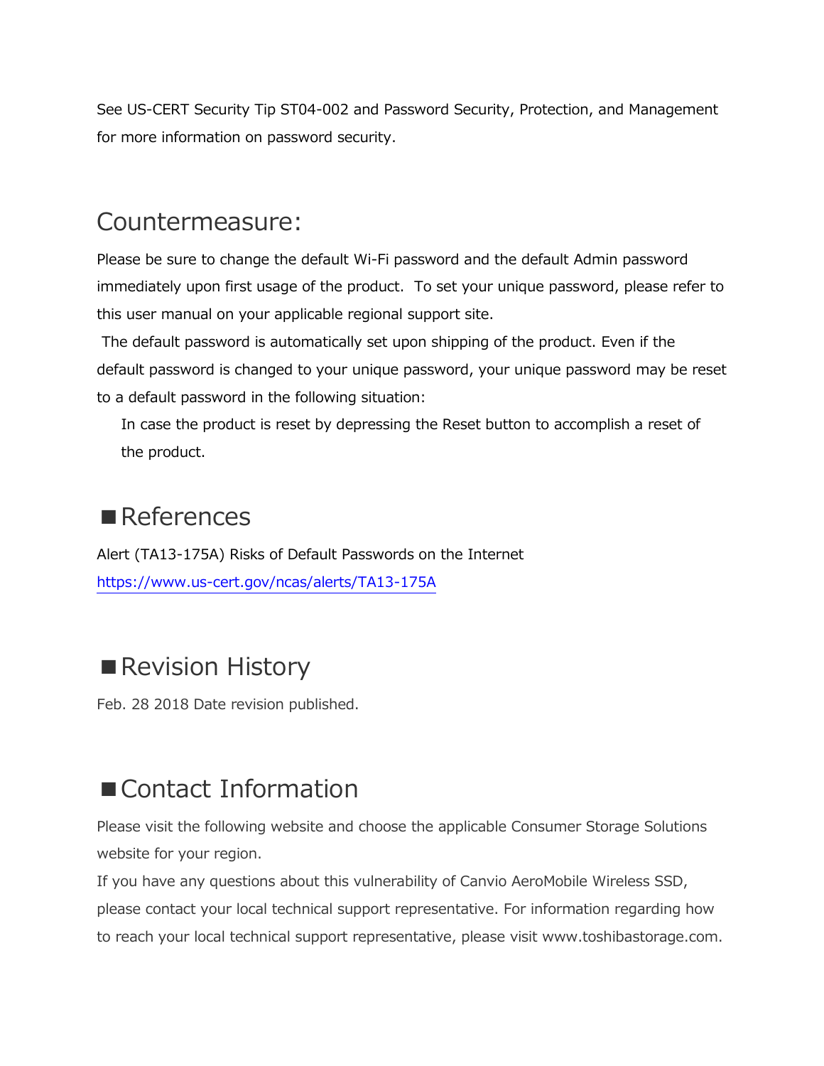See US-CERT Security Tip ST04-002 and Password Security, Protection, and Management for more information on password security.

# Countermeasure:

Please be sure to change the default Wi-Fi password and the default Admin password immediately upon first usage of the product. To set your unique password, please refer to this user manual on your applicable regional support site.

The default password is automatically set upon shipping of the product. Even if the default password is changed to your unique password, your unique password may be reset to a default password in the following situation:

In case the product is reset by depressing the Reset button to accomplish a reset of the product.

## ■References

Alert (TA13-175A) Risks of Default Passwords on the Internet
https://www.us-cert.gov/ncas/alerts/TA13-175A

## ■Revision History

Feb. 28 2018 Date revision published.

## ■Contact Information

Please visit the following website and choose the applicable Consumer Storage Solutions website for your region.

If you have any questions about this vulnerability of Canvio AeroMobile Wireless SSD, please contact your local technical support representative. For information regarding how to reach your local technical support representative, please visit www.toshibastorage.com.